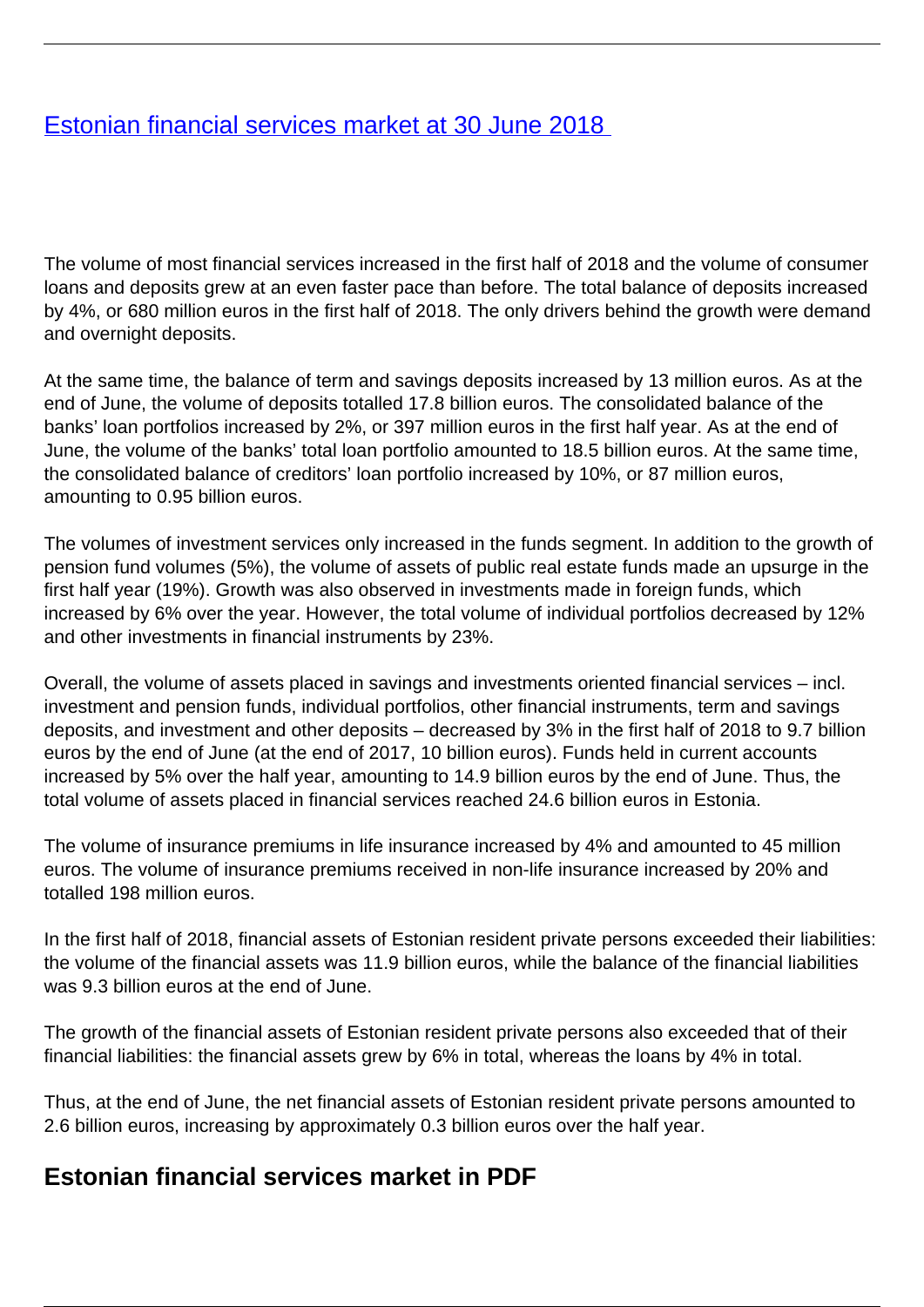# [Estonian financial services market at 30 June 2018](#)

The volume of most financial services increased in the first half of 2018 and the volume of consumer loans and deposits grew at an even faster pace than before. The total balance of deposits increased by 4%, or 680 million euros in the first half of 2018. The only drivers behind the growth were demand and overnight deposits.

At the same time, the balance of term and savings deposits increased by 13 million euros. As at the end of June, the volume of deposits totalled 17.8 billion euros. The consolidated balance of the banks' loan portfolios increased by 2%, or 397 million euros in the first half year. As at the end of June, the volume of the banks' total loan portfolio amounted to 18.5 billion euros. At the same time, the consolidated balance of creditors' loan portfolio increased by 10%, or 87 million euros, amounting to 0.95 billion euros.

The volumes of investment services only increased in the funds segment. In addition to the growth of pension fund volumes (5%), the volume of assets of public real estate funds made an upsurge in the first half year (19%). Growth was also observed in investments made in foreign funds, which increased by 6% over the year. However, the total volume of individual portfolios decreased by 12% and other investments in financial instruments by 23%.

Overall, the volume of assets placed in savings and investments oriented financial services – incl. investment and pension funds, individual portfolios, other financial instruments, term and savings deposits, and investment and other deposits – decreased by 3% in the first half of 2018 to 9.7 billion euros by the end of June (at the end of 2017, 10 billion euros). Funds held in current accounts increased by 5% over the half year, amounting to 14.9 billion euros by the end of June. Thus, the total volume of assets placed in financial services reached 24.6 billion euros in Estonia.

The volume of insurance premiums in life insurance increased by 4% and amounted to 45 million euros. The volume of insurance premiums received in non-life insurance increased by 20% and totalled 198 million euros.

In the first half of 2018, financial assets of Estonian resident private persons exceeded their liabilities: the volume of the financial assets was 11.9 billion euros, while the balance of the financial liabilities was 9.3 billion euros at the end of June.

The growth of the financial assets of Estonian resident private persons also exceeded that of their financial liabilities: the financial assets grew by 6% in total, whereas the loans by 4% in total.

Thus, at the end of June, the net financial assets of Estonian resident private persons amounted to 2.6 billion euros, increasing by approximately 0.3 billion euros over the half year.

## Estonian financial services market in PDF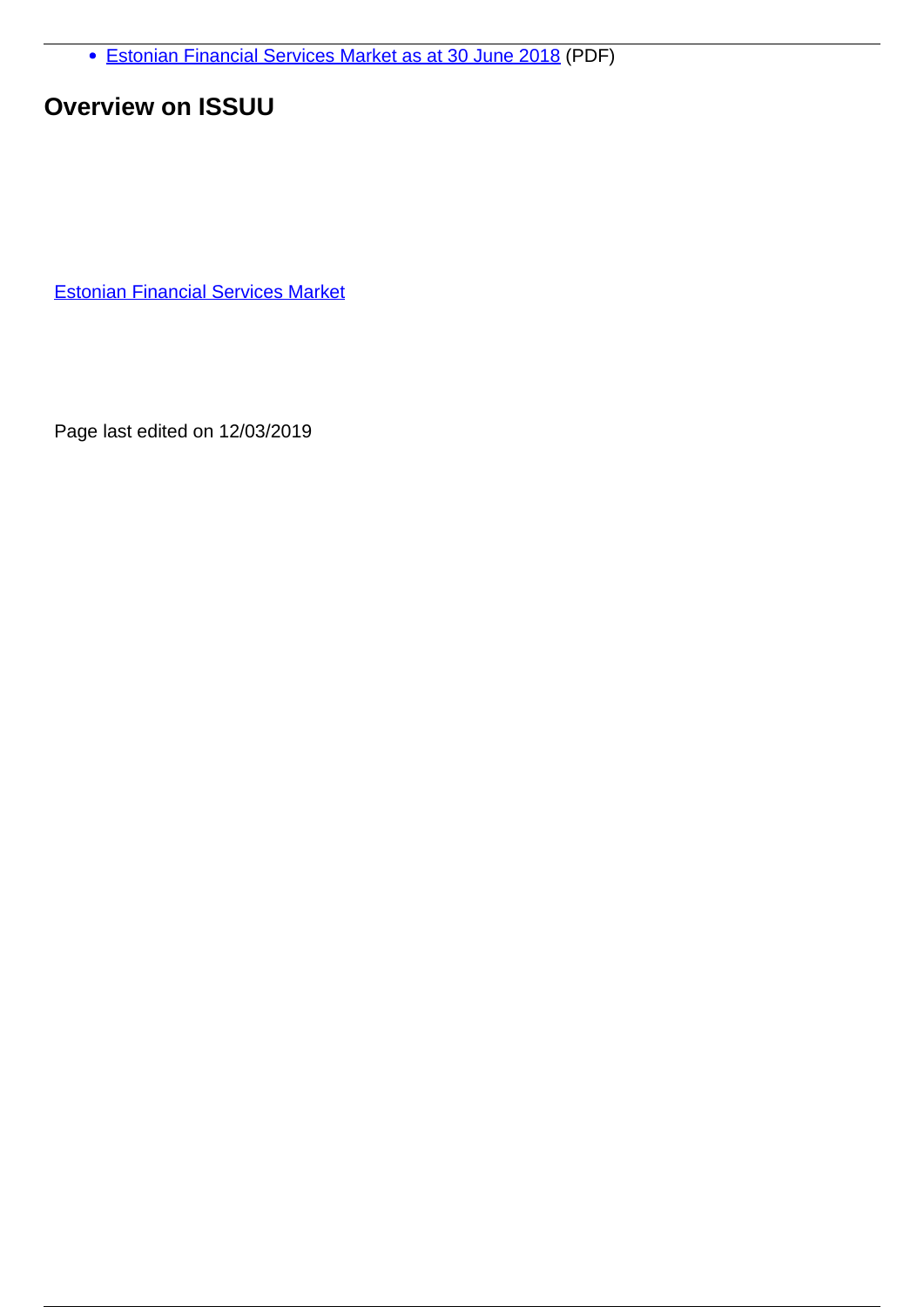- Estonian Financial Services Market as at 30 June 2018 (PDF)

## Overview on ISSUU

Estonian Financial Services Market

Page last edited on 12/03/2019